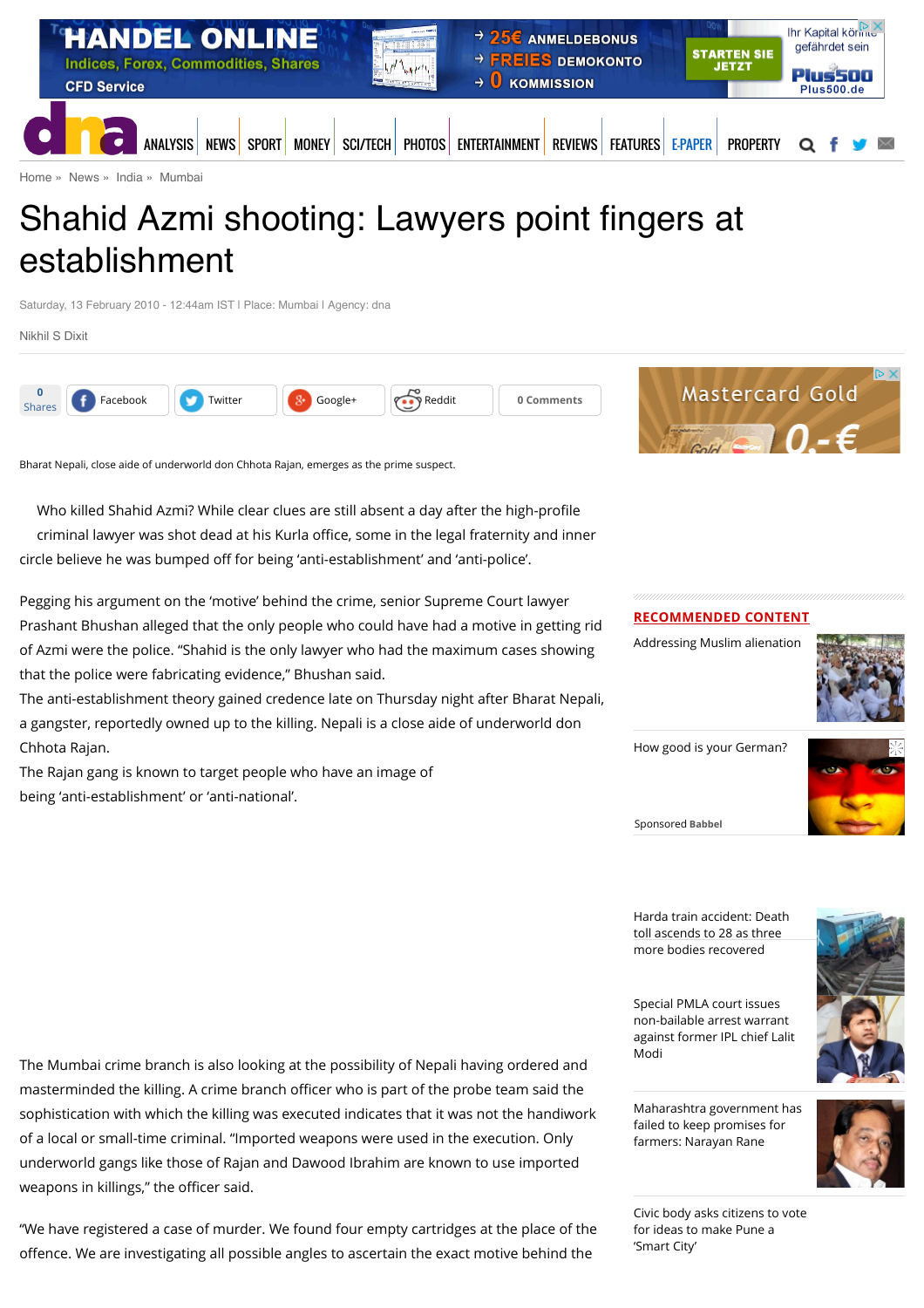Home » News » India » Mumbai

# Shahid Azmi shooting: Lawyers point fingers at establishment

Saturday, 13 February 2010 - 12:44am IST | Place: Mumbai | Agency: dna

Nikhil S Dixit

Bharat Nepali, close aide of underworld don Chhota Rajan, emerges as the prime suspect.

Who killed Shahid Azmi? While clear clues are still absent a day after the high-profile criminal lawyer was shot dead at his Kurla office, some in the legal fraternity and inner circle believe he was bumped off for being 'anti-establishment' and 'anti-police'.

Pegging his argument on the 'motive' behind the crime, senior Supreme Court lawyer Prashant Bhushan alleged that the only people who could have had a motive in getting rid of Azmi were the police. "Shahid is the only lawyer who had the maximum cases showing that the police were fabricating evidence," Bhushan said.

The anti-establishment theory gained credence late on Thursday night after Bharat Nepali, a gangster, reportedly owned up to the killing. Nepali is a close aide of underworld don Chhota Rajan.

The Rajan gang is known to target people who have an image of being 'anti-establishment' or 'anti-national'.

The Mumbai crime branch is also looking at the possibility of Nepali having ordered and masterminded the killing. A crime branch officer who is part of the probe team said the sophistication with which the killing was executed indicates that it was not the handiwork of a local or small-time criminal. "Imported weapons were used in the execution. Only underworld gangs like those of Rajan and Dawood Ibrahim are known to use imported weapons in killings," the officer said.

"We have registered a case of murder. We found four empty cartridges at the place of the offence. We are investigating all possible angles to ascertain the exact motive behind the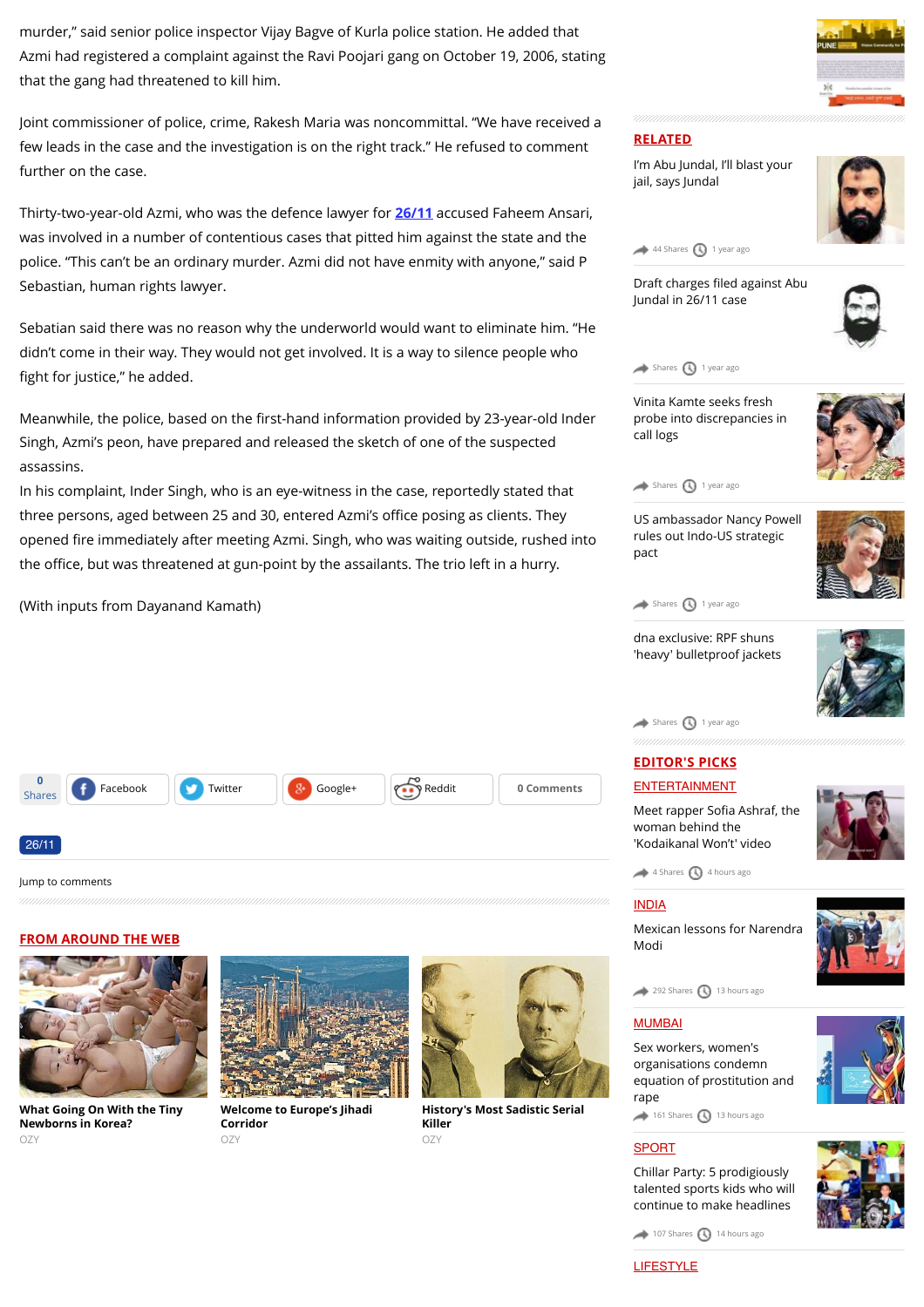murder," said senior police inspector Vijay Bagve of Kurla police station. He added that Azmi had registered a complaint against the Ravi Poojari gang on October 19, 2006, stating that the gang had threatened to kill him.

Joint commissioner of police, crime, Rakesh Maria was noncommittal. "We have received a few leads in the case and the investigation is on the right track." He refused to comment further on the case.

Thirty-two-year-old Azmi, who was the defence lawyer for 26/11 accused Faheem Ansari, was involved in a number of contentious cases that pitted him against the state and the police. "This can't be an ordinary murder. Azmi did not have enmity with anyone," said P Sebastian, human rights lawyer.

Sebatian said there was no reason why the underworld would want to eliminate him. "He didn't come in their way. They would not get involved. It is a way to silence people who fight for justice," he added.

Meanwhile, the police, based on the first-hand information provided by 23-year-old Inder Singh, Azmi's peon, have prepared and released the sketch of one of the suspected assassins.

In his complaint, Inder Singh, who is an eye-witness in the case, reportedly stated that three persons, aged between 25 and 30, entered Azmi's office posing as clients. They opened fire immediately after meeting Azmi. Singh, who was waiting outside, rushed into the office, but was threatened at gun-point by the assailants. The trio left in a hurry.

(With inputs from Dayanand Kamath)

0 Shares | Facebook | Twitter | Google+ | Reddit | 0 Comments

26/11

Jump to comments

## FROM AROUND THE WEB

**What Going On With the Tiny Newborns in Korea?**
OZY

**Welcome to Europe's Jihadi Corridor**
OZY

**History's Most Sadistic Serial Killer**
OZY

## RELATED

I'm Abu Jundal, I'll blast your jail, says Jundal
44 Shares · 1 year ago

Draft charges filed against Abu Jundal in 26/11 case
Shares · 1 year ago

Vinita Kamte seeks fresh probe into discrepancies in call logs
Shares · 1 year ago

US ambassador Nancy Powell rules out Indo-US strategic pact
Shares · 1 year ago

dna exclusive: RPF shuns 'heavy' bulletproof jackets
Shares · 1 year ago

## EDITOR'S PICKS

ENTERTAINMENT

Meet rapper Sofia Ashraf, the woman behind the 'Kodaikanal Won't' video
4 Shares · 4 hours ago

INDIA

Mexican lessons for Narendra Modi
292 Shares · 13 hours ago

MUMBAI

Sex workers, women's organisations condemn equation of prostitution and rape
161 Shares · 13 hours ago

SPORT

Chillar Party: 5 prodigiously talented sports kids who will continue to make headlines
107 Shares · 14 hours ago

LIFESTYLE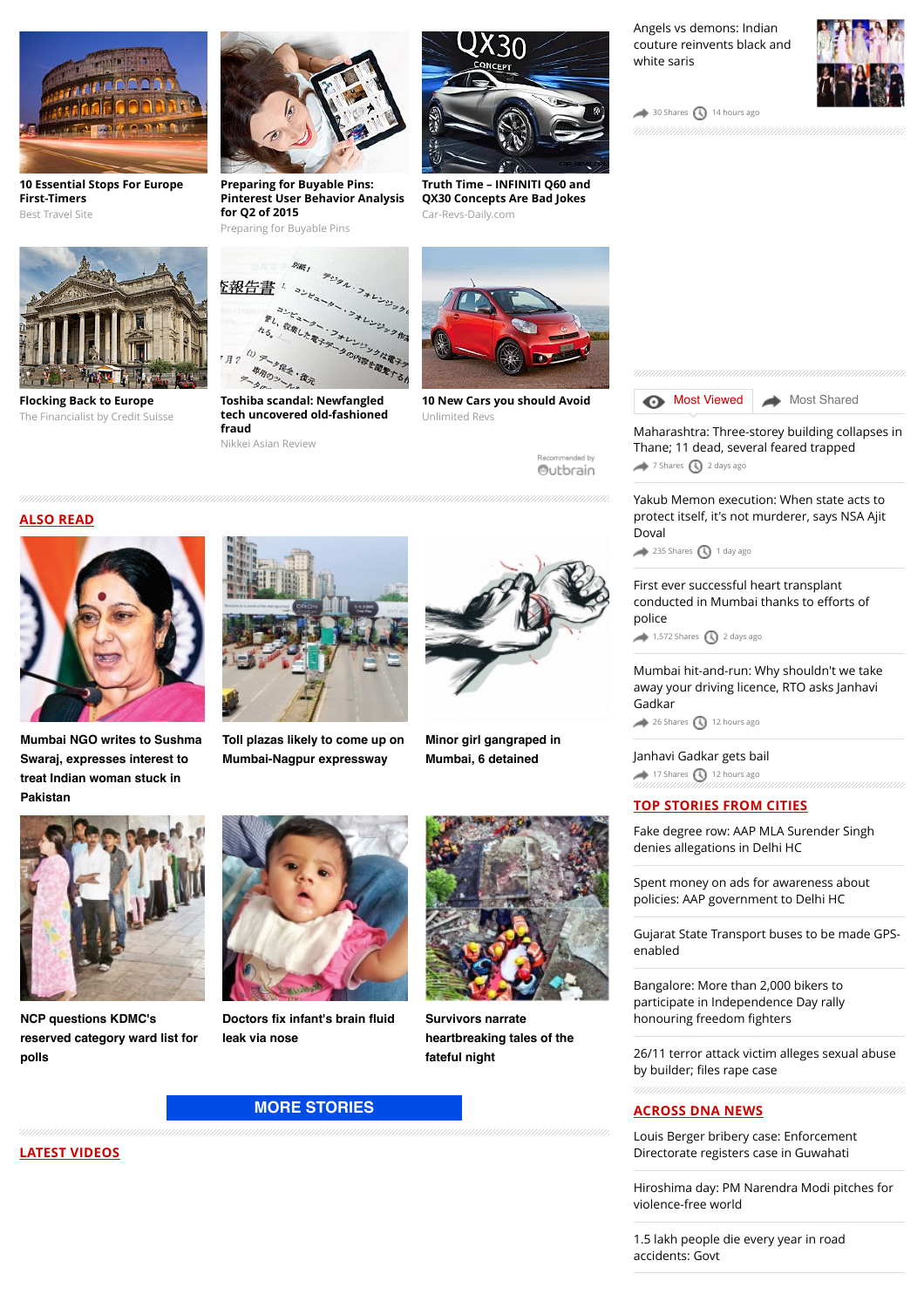**10 Essential Stops For Europe First-Timers**
Best Travel Site

**Preparing for Buyable Pins: Pinterest User Behavior Analysis for Q2 of 2015**
Preparing for Buyable Pins

**Truth Time – INFINITI Q60 and QX30 Concepts Are Bad Jokes**
Car-Revs-Daily.com

**Flocking Back to Europe**
The Financialist by Credit Suisse

**Toshiba scandal: Newfangled tech uncovered old-fashioned fraud**
Nikkei Asian Review

**10 New Cars you should Avoid**
Unlimited Revs

Recommended by Outbrain

## ALSO READ

**Mumbai NGO writes to Sushma Swaraj, expresses interest to treat Indian woman stuck in Pakistan**

**Toll plazas likely to come up on Mumbai-Nagpur expressway**

**Minor girl gangraped in Mumbai, 6 detained**

**NCP questions KDMC's reserved category ward list for polls**

**Doctors fix infant's brain fluid leak via nose**

**Survivors narrate heartbreaking tales of the fateful night**

MORE STORIES

## LATEST VIDEOS

Angels vs demons: Indian couture reinvents black and white saris
30 Shares 14 hours ago

Most Viewed | Most Shared

Maharashtra: Three-storey building collapses in Thane; 11 dead, several feared trapped
7 Shares 2 days ago

Yakub Memon execution: When state acts to protect itself, it's not murderer, says NSA Ajit Doval
235 Shares 1 day ago

First ever successful heart transplant conducted in Mumbai thanks to efforts of police
1,572 Shares 2 days ago

Mumbai hit-and-run: Why shouldn't we take away your driving licence, RTO asks Janhavi Gadkar
26 Shares 12 hours ago

Janhavi Gadkar gets bail
17 Shares 12 hours ago

## TOP STORIES FROM CITIES

Fake degree row: AAP MLA Surender Singh denies allegations in Delhi HC

Spent money on ads for awareness about policies: AAP government to Delhi HC

Gujarat State Transport buses to be made GPS-enabled

Bangalore: More than 2,000 bikers to participate in Independence Day rally honouring freedom fighters

26/11 terror attack victim alleges sexual abuse by builder; files rape case

## ACROSS DNA NEWS

Louis Berger bribery case: Enforcement Directorate registers case in Guwahati

Hiroshima day: PM Narendra Modi pitches for violence-free world

1.5 lakh people die every year in road accidents: Govt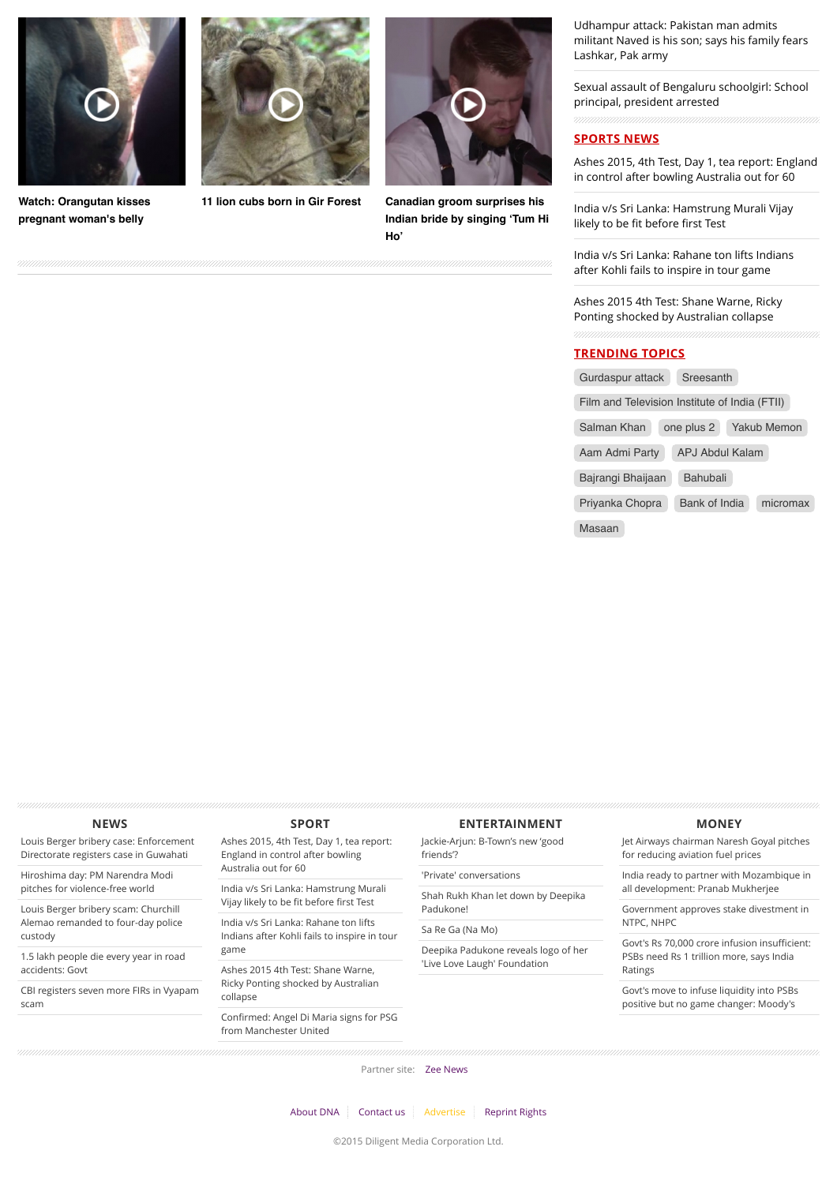**Watch: Orangutan kisses pregnant woman's belly**

**11 lion cubs born in Gir Forest**

**Canadian groom surprises his Indian bride by singing 'Tum Hi Ho'**

Udhampur attack: Pakistan man admits militant Naved is his son; says his family fears Lashkar, Pak army

Sexual assault of Bengaluru schoolgirl: School principal, president arrested

## SPORTS NEWS

Ashes 2015, 4th Test, Day 1, tea report: England in control after bowling Australia out for 60

India v/s Sri Lanka: Hamstrung Murali Vijay likely to be fit before first Test

India v/s Sri Lanka: Rahane ton lifts Indians after Kohli fails to inspire in tour game

Ashes 2015 4th Test: Shane Warne, Ricky Ponting shocked by Australian collapse

## TRENDING TOPICS

Gurdaspur attack | Sreesanth | Film and Television Institute of India (FTII) | Salman Khan | one plus 2 | Yakub Memon | Aam Admi Party | APJ Abdul Kalam | Bajrangi Bhaijaan | Bahubali | Priyanka Chopra | Bank of India | micromax | Masaan

## NEWS

- Louis Berger bribery case: Enforcement Directorate registers case in Guwahati
- Hiroshima day: PM Narendra Modi pitches for violence-free world
- Louis Berger bribery scam: Churchill Alemao remanded to four-day police custody
- 1.5 lakh people die every year in road accidents: Govt
- CBI registers seven more FIRs in Vyapam scam

## SPORT

- Ashes 2015, 4th Test, Day 1, tea report: England in control after bowling Australia out for 60
- India v/s Sri Lanka: Hamstrung Murali Vijay likely to be fit before first Test
- India v/s Sri Lanka: Rahane ton lifts Indians after Kohli fails to inspire in tour game
- Ashes 2015 4th Test: Shane Warne, Ricky Ponting shocked by Australian collapse
- Confirmed: Angel Di Maria signs for PSG from Manchester United

## ENTERTAINMENT

- Jackie-Arjun: B-Town's new 'good friends'?
- 'Private' conversations
- Shah Rukh Khan let down by Deepika Padukone!
- Sa Re Ga (Na Mo)
- Deepika Padukone reveals logo of her 'Live Love Laugh' Foundation

## MONEY

- Jet Airways chairman Naresh Goyal pitches for reducing aviation fuel prices
- India ready to partner with Mozambique in all development: Pranab Mukherjee
- Government approves stake divestment in NTPC, NHPC
- Govt's Rs 70,000 crore infusion insufficient: PSBs need Rs 1 trillion more, says India Ratings
- Govt's move to infuse liquidity into PSBs positive but no game changer: Moody's

Partner site: Zee News

About DNA | Contact us | Advertise | Reprint Rights

©2015 Diligent Media Corporation Ltd.